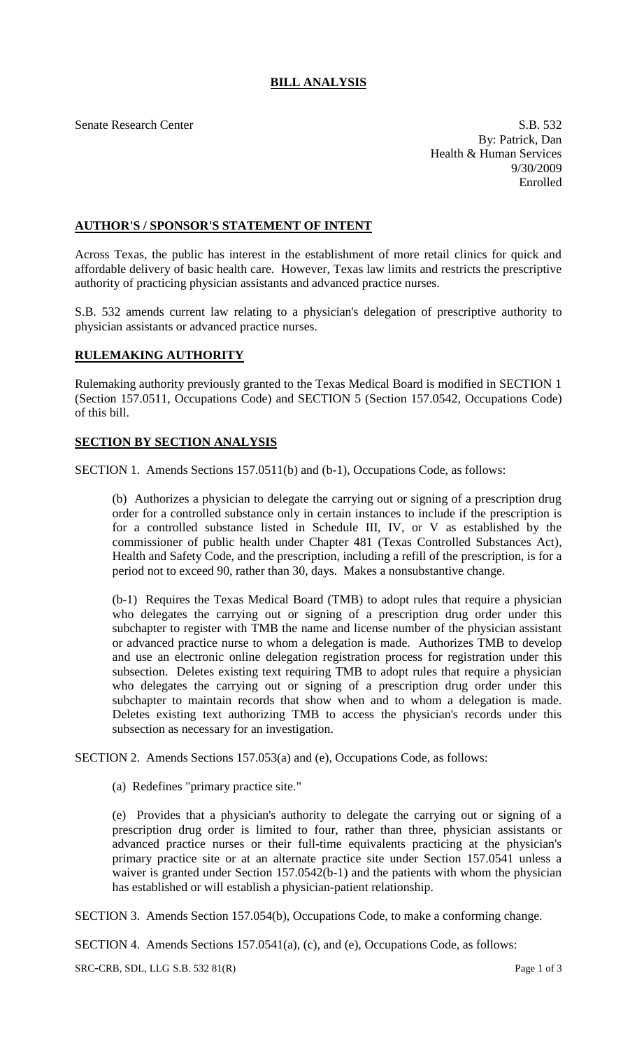# BILL ANALYSIS

Senate Research Center

S.B. 532
By: Patrick, Dan
Health & Human Services
9/30/2009
Enrolled

## AUTHOR'S / SPONSOR'S STATEMENT OF INTENT

Across Texas, the public has interest in the establishment of more retail clinics for quick and affordable delivery of basic health care. However, Texas law limits and restricts the prescriptive authority of practicing physician assistants and advanced practice nurses.

S.B. 532 amends current law relating to a physician's delegation of prescriptive authority to physician assistants or advanced practice nurses.

## RULEMAKING AUTHORITY

Rulemaking authority previously granted to the Texas Medical Board is modified in SECTION 1 (Section 157.0511, Occupations Code) and SECTION 5 (Section 157.0542, Occupations Code) of this bill.

## SECTION BY SECTION ANALYSIS

SECTION 1. Amends Sections 157.0511(b) and (b-1), Occupations Code, as follows:

(b) Authorizes a physician to delegate the carrying out or signing of a prescription drug order for a controlled substance only in certain instances to include if the prescription is for a controlled substance listed in Schedule III, IV, or V as established by the commissioner of public health under Chapter 481 (Texas Controlled Substances Act), Health and Safety Code, and the prescription, including a refill of the prescription, is for a period not to exceed 90, rather than 30, days. Makes a nonsubstantive change.

(b-1) Requires the Texas Medical Board (TMB) to adopt rules that require a physician who delegates the carrying out or signing of a prescription drug order under this subchapter to register with TMB the name and license number of the physician assistant or advanced practice nurse to whom a delegation is made. Authorizes TMB to develop and use an electronic online delegation registration process for registration under this subsection. Deletes existing text requiring TMB to adopt rules that require a physician who delegates the carrying out or signing of a prescription drug order under this subchapter to maintain records that show when and to whom a delegation is made. Deletes existing text authorizing TMB to access the physician's records under this subsection as necessary for an investigation.

SECTION 2. Amends Sections 157.053(a) and (e), Occupations Code, as follows:

(a) Redefines "primary practice site."

(e) Provides that a physician's authority to delegate the carrying out or signing of a prescription drug order is limited to four, rather than three, physician assistants or advanced practice nurses or their full-time equivalents practicing at the physician's primary practice site or at an alternate practice site under Section 157.0541 unless a waiver is granted under Section 157.0542(b-1) and the patients with whom the physician has established or will establish a physician-patient relationship.

SECTION 3. Amends Section 157.054(b), Occupations Code, to make a conforming change.

SECTION 4. Amends Sections 157.0541(a), (c), and (e), Occupations Code, as follows: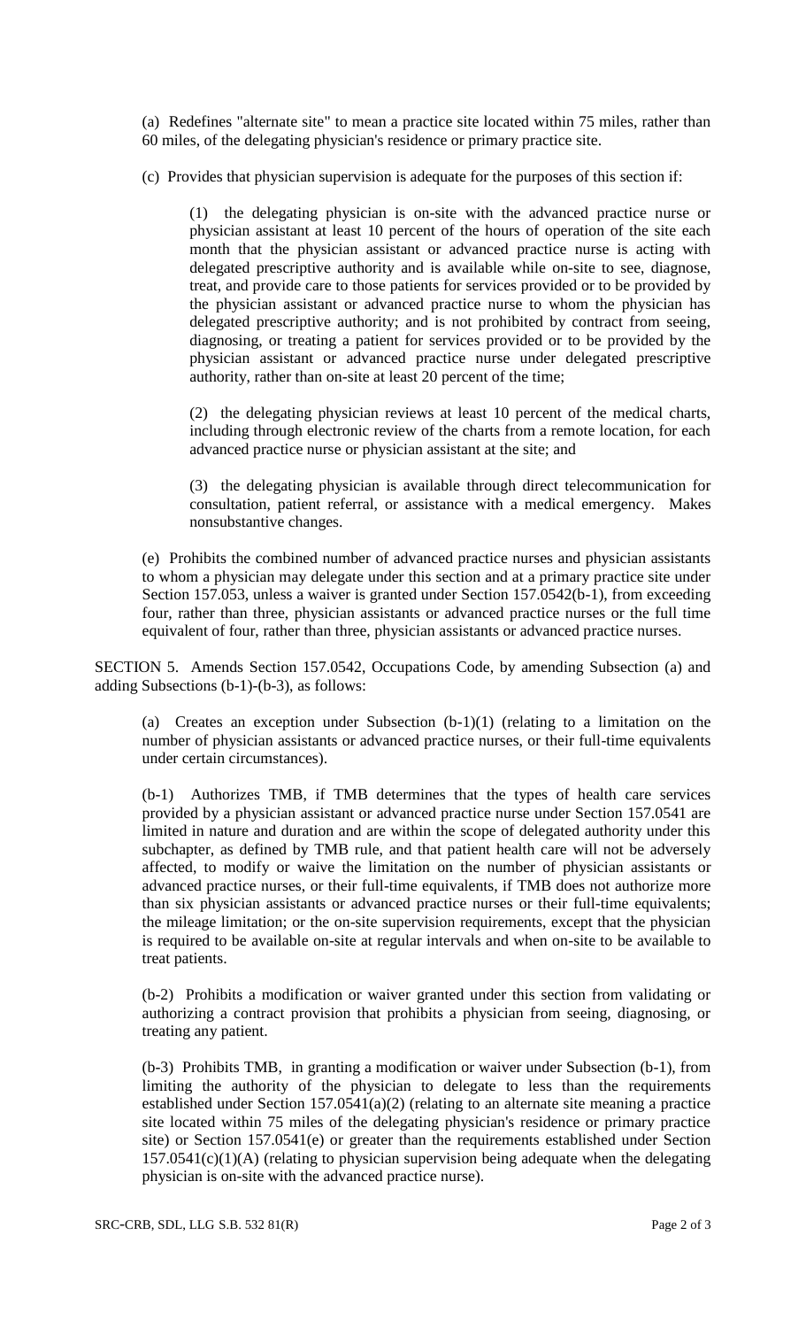(a) Redefines "alternate site" to mean a practice site located within 75 miles, rather than 60 miles, of the delegating physician's residence or primary practice site.

(c) Provides that physician supervision is adequate for the purposes of this section if:

> (1) the delegating physician is on-site with the advanced practice nurse or physician assistant at least 10 percent of the hours of operation of the site each month that the physician assistant or advanced practice nurse is acting with delegated prescriptive authority and is available while on-site to see, diagnose, treat, and provide care to those patients for services provided or to be provided by the physician assistant or advanced practice nurse to whom the physician has delegated prescriptive authority; and is not prohibited by contract from seeing, diagnosing, or treating a patient for services provided or to be provided by the physician assistant or advanced practice nurse under delegated prescriptive authority, rather than on-site at least 20 percent of the time;
>
> (2) the delegating physician reviews at least 10 percent of the medical charts, including through electronic review of the charts from a remote location, for each advanced practice nurse or physician assistant at the site; and
>
> (3) the delegating physician is available through direct telecommunication for consultation, patient referral, or assistance with a medical emergency. Makes nonsubstantive changes.

(e) Prohibits the combined number of advanced practice nurses and physician assistants to whom a physician may delegate under this section and at a primary practice site under Section 157.053, unless a waiver is granted under Section 157.0542(b-1), from exceeding four, rather than three, physician assistants or advanced practice nurses or the full time equivalent of four, rather than three, physician assistants or advanced practice nurses.

SECTION 5. Amends Section 157.0542, Occupations Code, by amending Subsection (a) and adding Subsections (b-1)-(b-3), as follows:

(a) Creates an exception under Subsection (b-1)(1) (relating to a limitation on the number of physician assistants or advanced practice nurses, or their full-time equivalents under certain circumstances).

(b-1) Authorizes TMB, if TMB determines that the types of health care services provided by a physician assistant or advanced practice nurse under Section 157.0541 are limited in nature and duration and are within the scope of delegated authority under this subchapter, as defined by TMB rule, and that patient health care will not be adversely affected, to modify or waive the limitation on the number of physician assistants or advanced practice nurses, or their full-time equivalents, if TMB does not authorize more than six physician assistants or advanced practice nurses or their full-time equivalents; the mileage limitation; or the on-site supervision requirements, except that the physician is required to be available on-site at regular intervals and when on-site to be available to treat patients.

(b-2) Prohibits a modification or waiver granted under this section from validating or authorizing a contract provision that prohibits a physician from seeing, diagnosing, or treating any patient.

(b-3) Prohibits TMB, in granting a modification or waiver under Subsection (b-1), from limiting the authority of the physician to delegate to less than the requirements established under Section 157.0541(a)(2) (relating to an alternate site meaning a practice site located within 75 miles of the delegating physician's residence or primary practice site) or Section 157.0541(e) or greater than the requirements established under Section 157.0541(c)(1)(A) (relating to physician supervision being adequate when the delegating physician is on-site with the advanced practice nurse).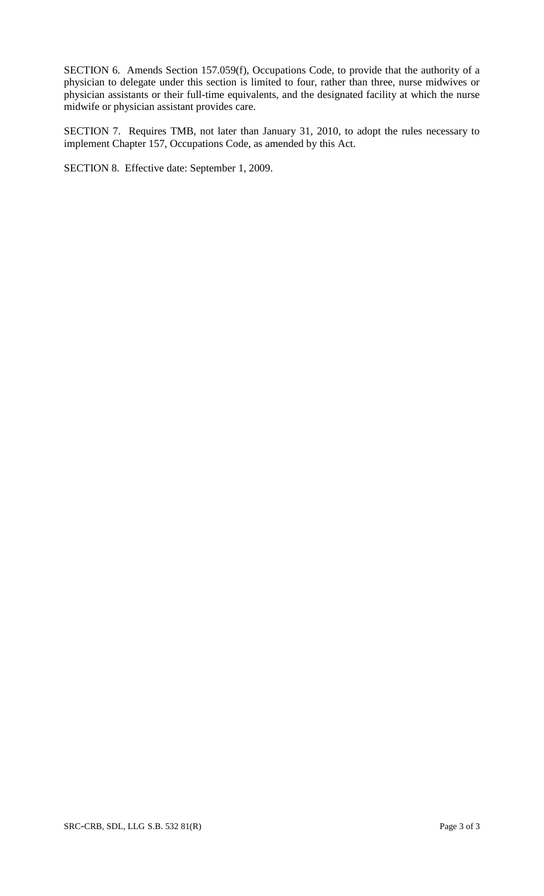SECTION 6. Amends Section 157.059(f), Occupations Code, to provide that the authority of a physician to delegate under this section is limited to four, rather than three, nurse midwives or physician assistants or their full-time equivalents, and the designated facility at which the nurse midwife or physician assistant provides care.

SECTION 7. Requires TMB, not later than January 31, 2010, to adopt the rules necessary to implement Chapter 157, Occupations Code, as amended by this Act.

SECTION 8. Effective date: September 1, 2009.